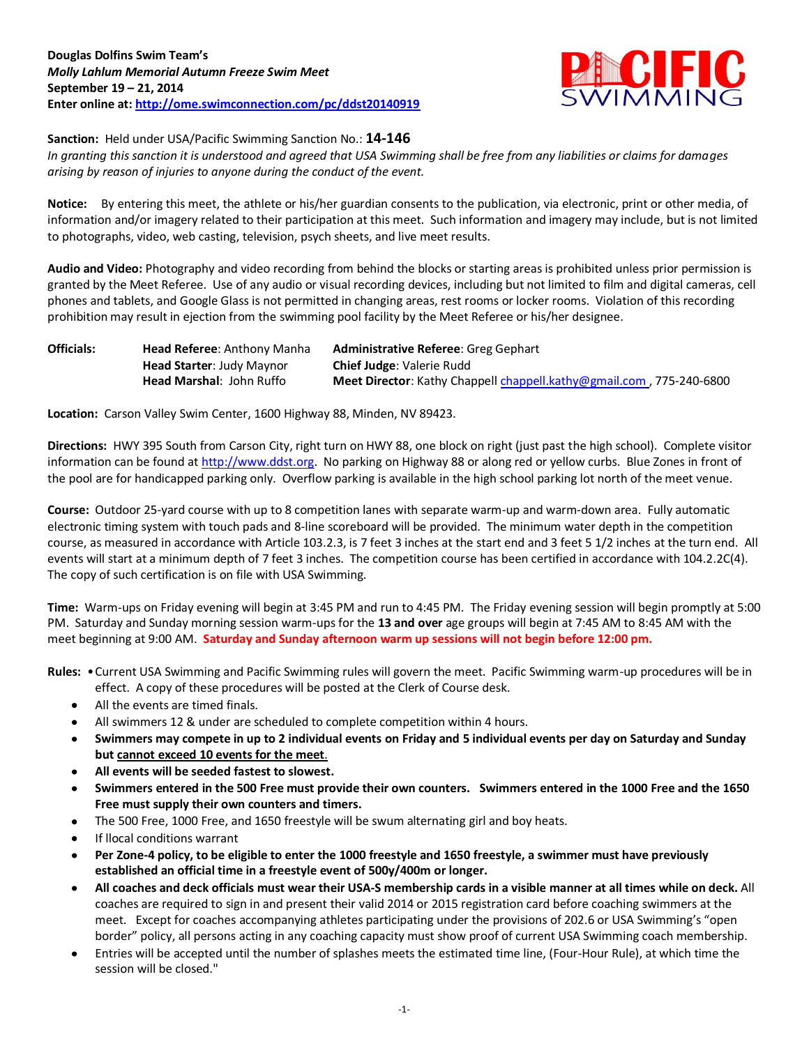**Douglas Dolfins Swim Team's**
***Molly Lahlum Memorial Autumn Freeze Swim Meet***
**September 19 – 21, 2014**
**Enter online at: http://ome.swimconnection.com/pc/ddst20140919**

**Sanction:** Held under USA/Pacific Swimming Sanction No.: **14-146**
*In granting this sanction it is understood and agreed that USA Swimming shall be free from any liabilities or claims for damages arising by reason of injuries to anyone during the conduct of the event.*

**Notice:** By entering this meet, the athlete or his/her guardian consents to the publication, via electronic, print or other media, of information and/or imagery related to their participation at this meet. Such information and imagery may include, but is not limited to photographs, video, web casting, television, psych sheets, and live meet results.

**Audio and Video:** Photography and video recording from behind the blocks or starting areas is prohibited unless prior permission is granted by the Meet Referee. Use of any audio or visual recording devices, including but not limited to film and digital cameras, cell phones and tablets, and Google Glass is not permitted in changing areas, rest rooms or locker rooms. Violation of this recording prohibition may result in ejection from the swimming pool facility by the Meet Referee or his/her designee.

**Officials:**

| | |
|---|---|
| **Head Referee**: Anthony Manha | **Administrative Referee**: Greg Gephart |
| **Head Starter**: Judy Maynor | **Chief Judge**: Valerie Rudd |
| **Head Marshal**: John Ruffo | **Meet Director**: Kathy Chappell chappell.kathy@gmail.com , 775-240-6800 |

**Location:** Carson Valley Swim Center, 1600 Highway 88, Minden, NV 89423.

**Directions:** HWY 395 South from Carson City, right turn on HWY 88, one block on right (just past the high school). Complete visitor information can be found at http://www.ddst.org. No parking on Highway 88 or along red or yellow curbs. Blue Zones in front of the pool are for handicapped parking only. Overflow parking is available in the high school parking lot north of the meet venue.

**Course:** Outdoor 25-yard course with up to 8 competition lanes with separate warm-up and warm-down area. Fully automatic electronic timing system with touch pads and 8-line scoreboard will be provided. The minimum water depth in the competition course, as measured in accordance with Article 103.2.3, is 7 feet 3 inches at the start end and 3 feet 5 1/2 inches at the turn end. All events will start at a minimum depth of 7 feet 3 inches. The competition course has been certified in accordance with 104.2.2C(4). The copy of such certification is on file with USA Swimming.

**Time:** Warm-ups on Friday evening will begin at 3:45 PM and run to 4:45 PM. The Friday evening session will begin promptly at 5:00 PM. Saturday and Sunday morning session warm-ups for the **13 and over** age groups will begin at 7:45 AM to 8:45 AM with the meet beginning at 9:00 AM. **Saturday and Sunday afternoon warm up sessions will not begin before 12:00 pm.**

**Rules:**

- Current USA Swimming and Pacific Swimming rules will govern the meet. Pacific Swimming warm-up procedures will be in effect. A copy of these procedures will be posted at the Clerk of Course desk.
- All the events are timed finals.
- All swimmers 12 & under are scheduled to complete competition within 4 hours.
- **Swimmers may compete in up to 2 individual events on Friday and 5 individual events per day on Saturday and Sunday but cannot exceed 10 events for the meet.**
- **All events will be seeded fastest to slowest.**
- **Swimmers entered in the 500 Free must provide their own counters. Swimmers entered in the 1000 Free and the 1650 Free must supply their own counters and timers.**
- The 500 Free, 1000 Free, and 1650 freestyle will be swum alternating girl and boy heats.
- If llocal conditions warrant
- **Per Zone-4 policy, to be eligible to enter the 1000 freestyle and 1650 freestyle, a swimmer must have previously established an official time in a freestyle event of 500y/400m or longer.**
- **All coaches and deck officials must wear their USA-S membership cards in a visible manner at all times while on deck.** All coaches are required to sign in and present their valid 2014 or 2015 registration card before coaching swimmers at the meet. Except for coaches accompanying athletes participating under the provisions of 202.6 or USA Swimming's "open border" policy, all persons acting in any coaching capacity must show proof of current USA Swimming coach membership.
- Entries will be accepted until the number of splashes meets the estimated time line, (Four-Hour Rule), at which time the session will be closed."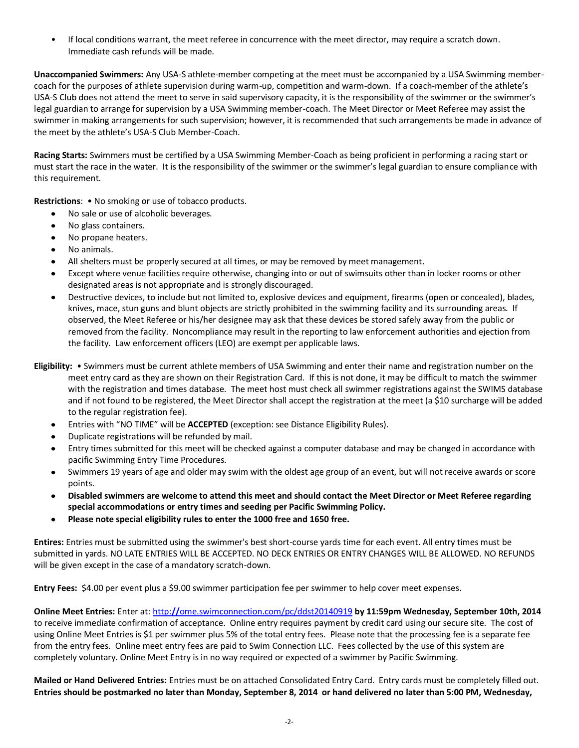- If local conditions warrant, the meet referee in concurrence with the meet director, may require a scratch down. Immediate cash refunds will be made.

**Unaccompanied Swimmers:** Any USA-S athlete-member competing at the meet must be accompanied by a USA Swimming member-coach for the purposes of athlete supervision during warm-up, competition and warm-down. If a coach-member of the athlete's USA-S Club does not attend the meet to serve in said supervisory capacity, it is the responsibility of the swimmer or the swimmer's legal guardian to arrange for supervision by a USA Swimming member-coach. The Meet Director or Meet Referee may assist the swimmer in making arrangements for such supervision; however, it is recommended that such arrangements be made in advance of the meet by the athlete's USA-S Club Member-Coach.

**Racing Starts:** Swimmers must be certified by a USA Swimming Member-Coach as being proficient in performing a racing start or must start the race in the water. It is the responsibility of the swimmer or the swimmer's legal guardian to ensure compliance with this requirement.

**Restrictions**: • No smoking or use of tobacco products.

- No sale or use of alcoholic beverages.
- No glass containers.
- No propane heaters.
- No animals.
- All shelters must be properly secured at all times, or may be removed by meet management.
- Except where venue facilities require otherwise, changing into or out of swimsuits other than in locker rooms or other designated areas is not appropriate and is strongly discouraged.
- Destructive devices, to include but not limited to, explosive devices and equipment, firearms (open or concealed), blades, knives, mace, stun guns and blunt objects are strictly prohibited in the swimming facility and its surrounding areas. If observed, the Meet Referee or his/her designee may ask that these devices be stored safely away from the public or removed from the facility. Noncompliance may result in the reporting to law enforcement authorities and ejection from the facility. Law enforcement officers (LEO) are exempt per applicable laws.

**Eligibility:** • Swimmers must be current athlete members of USA Swimming and enter their name and registration number on the meet entry card as they are shown on their Registration Card. If this is not done, it may be difficult to match the swimmer with the registration and times database. The meet host must check all swimmer registrations against the SWIMS database and if not found to be registered, the Meet Director shall accept the registration at the meet (a $10 surcharge will be added to the regular registration fee).

- Entries with "NO TIME" will be **ACCEPTED** (exception: see Distance Eligibility Rules).
- Duplicate registrations will be refunded by mail.
- Entry times submitted for this meet will be checked against a computer database and may be changed in accordance with pacific Swimming Entry Time Procedures.
- Swimmers 19 years of age and older may swim with the oldest age group of an event, but will not receive awards or score points.
- **Disabled swimmers are welcome to attend this meet and should contact the Meet Director or Meet Referee regarding special accommodations or entry times and seeding per Pacific Swimming Policy.**
- **Please note special eligibility rules to enter the 1000 free and 1650 free.**

**Entries:** Entries must be submitted using the swimmer's best short-course yards time for each event. All entry times must be submitted in yards. NO LATE ENTRIES WILL BE ACCEPTED. NO DECK ENTRIES OR ENTRY CHANGES WILL BE ALLOWED. NO REFUNDS will be given except in the case of a mandatory scratch-down.

**Entry Fees:** $4.00 per event plus a $9.00 swimmer participation fee per swimmer to help cover meet expenses.

**Online Meet Entries:** Enter at: http://ome.swimconnection.com/pc/ddst20140919 **by 11:59pm Wednesday, September 10th, 2014** to receive immediate confirmation of acceptance. Online entry requires payment by credit card using our secure site. The cost of using Online Meet Entries is $1 per swimmer plus 5% of the total entry fees. Please note that the processing fee is a separate fee from the entry fees. Online meet entry fees are paid to Swim Connection LLC. Fees collected by the use of this system are completely voluntary. Online Meet Entry is in no way required or expected of a swimmer by Pacific Swimming.

**Mailed or Hand Delivered Entries:** Entries must be on attached Consolidated Entry Card. Entry cards must be completely filled out. **Entries should be postmarked no later than Monday, September 8, 2014 or hand delivered no later than 5:00 PM, Wednesday,**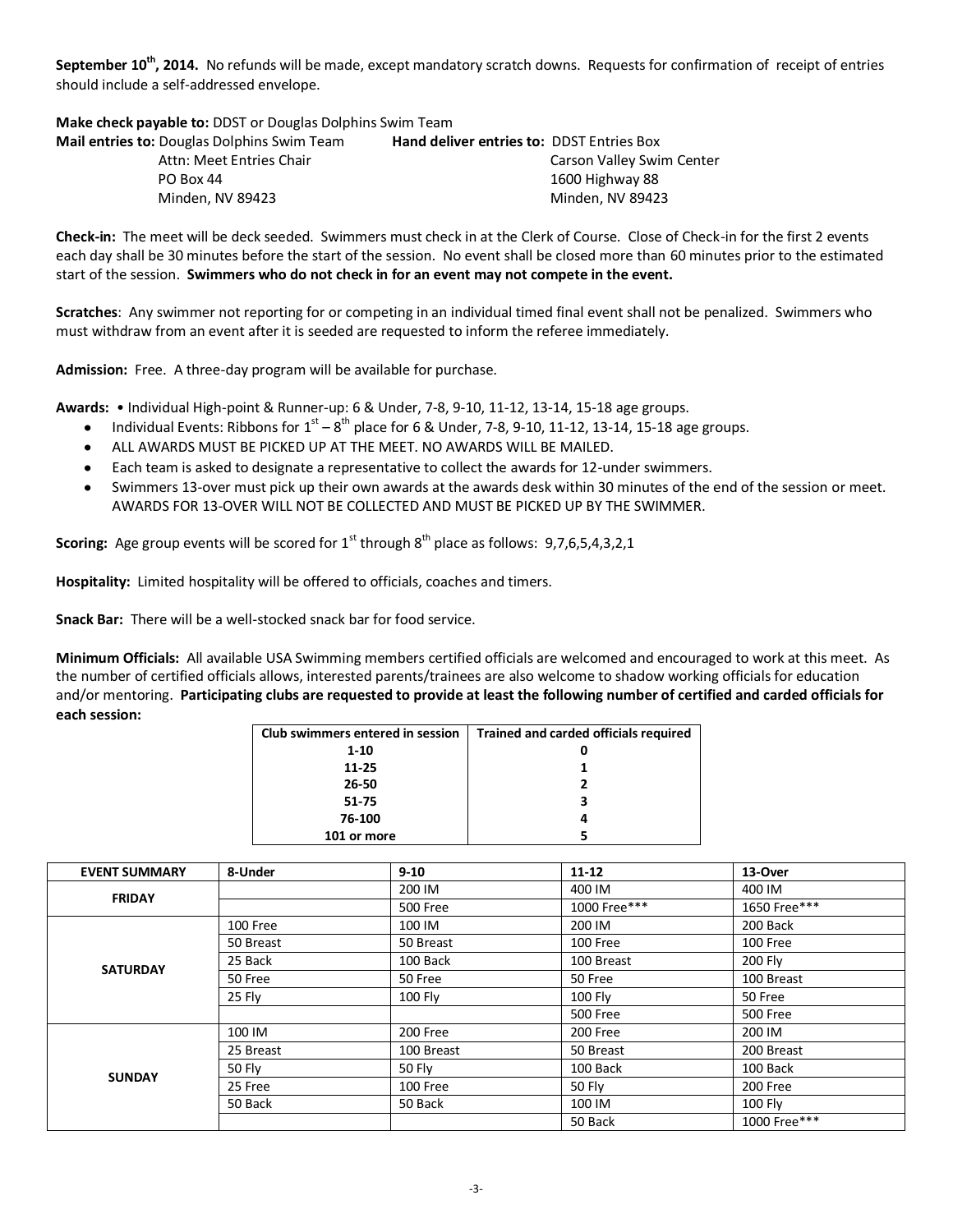**September 10th, 2014.** No refunds will be made, except mandatory scratch downs. Requests for confirmation of receipt of entries should include a self-addressed envelope.

**Make check payable to:** DDST or Douglas Dolphins Swim Team

**Mail entries to:** Douglas Dolphins Swim Team
Attn: Meet Entries Chair
PO Box 44
Minden, NV 89423

**Hand deliver entries to:** DDST Entries Box
Carson Valley Swim Center
1600 Highway 88
Minden, NV 89423

**Check-in:** The meet will be deck seeded. Swimmers must check in at the Clerk of Course. Close of Check-in for the first 2 events each day shall be 30 minutes before the start of the session. No event shall be closed more than 60 minutes prior to the estimated start of the session. **Swimmers who do not check in for an event may not compete in the event.**

**Scratches**: Any swimmer not reporting for or competing in an individual timed final event shall not be penalized. Swimmers who must withdraw from an event after it is seeded are requested to inform the referee immediately.

**Admission:** Free. A three-day program will be available for purchase.

**Awards:** • Individual High-point & Runner-up: 6 & Under, 7-8, 9-10, 11-12, 13-14, 15-18 age groups.

- Individual Events: Ribbons for 1st – 8th place for 6 & Under, 7-8, 9-10, 11-12, 13-14, 15-18 age groups.
- ALL AWARDS MUST BE PICKED UP AT THE MEET. NO AWARDS WILL BE MAILED.
- Each team is asked to designate a representative to collect the awards for 12-under swimmers.
- Swimmers 13-over must pick up their own awards at the awards desk within 30 minutes of the end of the session or meet. AWARDS FOR 13-OVER WILL NOT BE COLLECTED AND MUST BE PICKED UP BY THE SWIMMER.

**Scoring:** Age group events will be scored for 1st through 8th place as follows: 9,7,6,5,4,3,2,1

**Hospitality:** Limited hospitality will be offered to officials, coaches and timers.

**Snack Bar:** There will be a well-stocked snack bar for food service.

**Minimum Officials:** All available USA Swimming members certified officials are welcomed and encouraged to work at this meet. As the number of certified officials allows, interested parents/trainees are also welcome to shadow working officials for education and/or mentoring. **Participating clubs are requested to provide at least the following number of certified and carded officials for each session:**

| Club swimmers entered in session | Trained and carded officials required |
|---|---|
| 1-10 | 0 |
| 11-25 | 1 |
| 26-50 | 2 |
| 51-75 | 3 |
| 76-100 | 4 |
| 101 or more | 5 |

| EVENT SUMMARY | 8-Under | 9-10 | 11-12 | 13-Over |
|---|---|---|---|---|
| FRIDAY | | 200 IM | 400 IM | 400 IM |
| | | 500 Free | 1000 Free*** | 1650 Free*** |
| SATURDAY | 100 Free | 100 IM | 200 IM | 200 Back |
| | 50 Breast | 50 Breast | 100 Free | 100 Free |
| | 25 Back | 100 Back | 100 Breast | 200 Fly |
| | 50 Free | 50 Free | 50 Free | 100 Breast |
| | 25 Fly | 100 Fly | 100 Fly | 50 Free |
| | | | 500 Free | 500 Free |
| SUNDAY | 100 IM | 200 Free | 200 Free | 200 IM |
| | 25 Breast | 100 Breast | 50 Breast | 200 Breast |
| | 50 Fly | 50 Fly | 100 Back | 100 Back |
| | 25 Free | 100 Free | 50 Fly | 200 Free |
| | 50 Back | 50 Back | 100 IM | 100 Fly |
| | | | 50 Back | 1000 Free*** |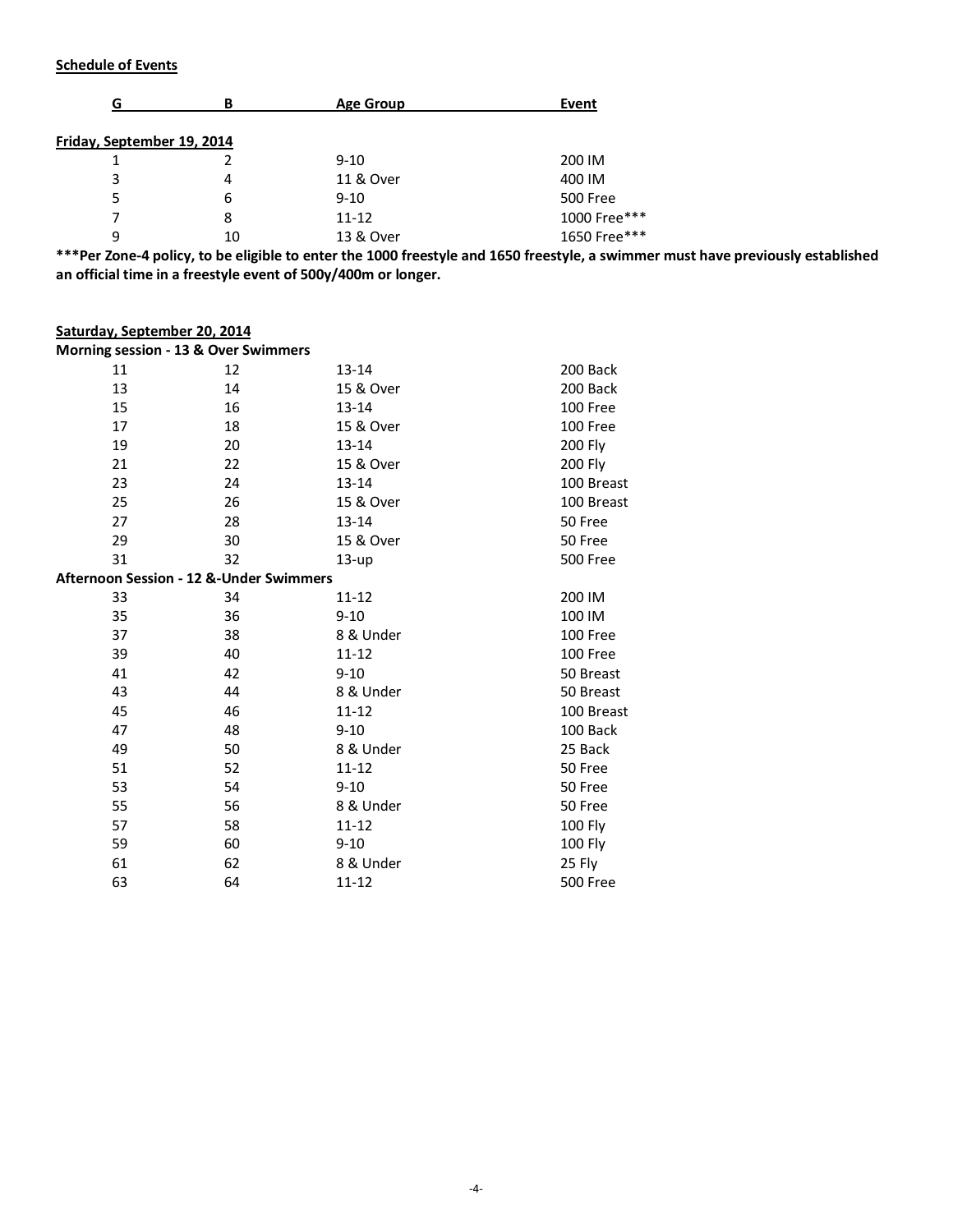**Schedule of Events**

| G | B | Age Group | Event |
|---|---|---|---|
| **Friday, September 19, 2014** | | | |
| 1 | 2 | 9-10 | 200 IM |
| 3 | 4 | 11 & Over | 400 IM |
| 5 | 6 | 9-10 | 500 Free |
| 7 | 8 | 11-12 | 1000 Free*** |
| 9 | 10 | 13 & Over | 1650 Free*** |

**\*\*\*Per Zone-4 policy, to be eligible to enter the 1000 freestyle and 1650 freestyle, a swimmer must have previously established an official time in a freestyle event of 500y/400m or longer.**

| G | B | Age Group | Event |
|---|---|---|---|
| **Saturday, September 20, 2014** | | | |
| **Morning session - 13 & Over Swimmers** | | | |
| 11 | 12 | 13-14 | 200 Back |
| 13 | 14 | 15 & Over | 200 Back |
| 15 | 16 | 13-14 | 100 Free |
| 17 | 18 | 15 & Over | 100 Free |
| 19 | 20 | 13-14 | 200 Fly |
| 21 | 22 | 15 & Over | 200 Fly |
| 23 | 24 | 13-14 | 100 Breast |
| 25 | 26 | 15 & Over | 100 Breast |
| 27 | 28 | 13-14 | 50 Free |
| 29 | 30 | 15 & Over | 50 Free |
| 31 | 32 | 13-up | 500 Free |
| **Afternoon Session - 12 &-Under Swimmers** | | | |
| 33 | 34 | 11-12 | 200 IM |
| 35 | 36 | 9-10 | 100 IM |
| 37 | 38 | 8 & Under | 100 Free |
| 39 | 40 | 11-12 | 100 Free |
| 41 | 42 | 9-10 | 50 Breast |
| 43 | 44 | 8 & Under | 50 Breast |
| 45 | 46 | 11-12 | 100 Breast |
| 47 | 48 | 9-10 | 100 Back |
| 49 | 50 | 8 & Under | 25 Back |
| 51 | 52 | 11-12 | 50 Free |
| 53 | 54 | 9-10 | 50 Free |
| 55 | 56 | 8 & Under | 50 Free |
| 57 | 58 | 11-12 | 100 Fly |
| 59 | 60 | 9-10 | 100 Fly |
| 61 | 62 | 8 & Under | 25 Fly |
| 63 | 64 | 11-12 | 500 Free |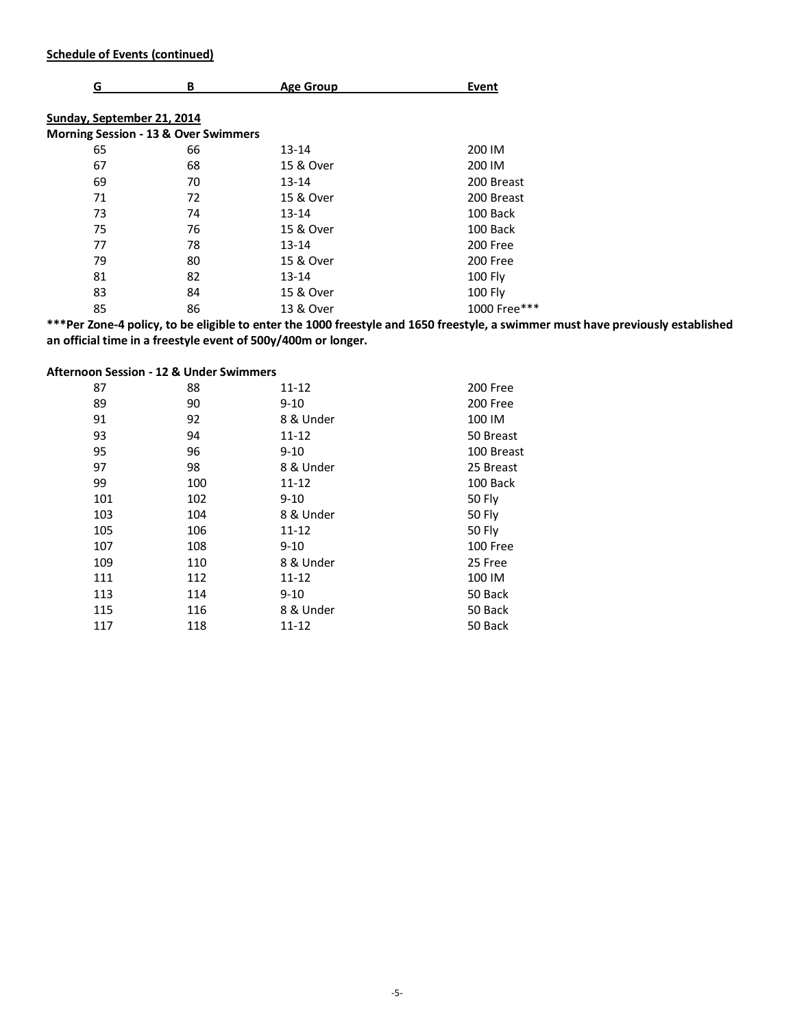**Schedule of Events (continued)**

| G | B | Age Group | Event |
|---|---|---|---|
| **Sunday, September 21, 2014** | | | |
| **Morning Session - 13 & Over Swimmers** | | | |
| 65 | 66 | 13-14 | 200 IM |
| 67 | 68 | 15 & Over | 200 IM |
| 69 | 70 | 13-14 | 200 Breast |
| 71 | 72 | 15 & Over | 200 Breast |
| 73 | 74 | 13-14 | 100 Back |
| 75 | 76 | 15 & Over | 100 Back |
| 77 | 78 | 13-14 | 200 Free |
| 79 | 80 | 15 & Over | 200 Free |
| 81 | 82 | 13-14 | 100 Fly |
| 83 | 84 | 15 & Over | 100 Fly |
| 85 | 86 | 13 & Over | 1000 Free*** |

**\*\*\*Per Zone-4 policy, to be eligible to enter the 1000 freestyle and 1650 freestyle, a swimmer must have previously established an official time in a freestyle event of 500y/400m or longer.**

**Afternoon Session - 12 & Under Swimmers**

| G | B | Age Group | Event |
|---|---|---|---|
| 87 | 88 | 11-12 | 200 Free |
| 89 | 90 | 9-10 | 200 Free |
| 91 | 92 | 8 & Under | 100 IM |
| 93 | 94 | 11-12 | 50 Breast |
| 95 | 96 | 9-10 | 100 Breast |
| 97 | 98 | 8 & Under | 25 Breast |
| 99 | 100 | 11-12 | 100 Back |
| 101 | 102 | 9-10 | 50 Fly |
| 103 | 104 | 8 & Under | 50 Fly |
| 105 | 106 | 11-12 | 50 Fly |
| 107 | 108 | 9-10 | 100 Free |
| 109 | 110 | 8 & Under | 25 Free |
| 111 | 112 | 11-12 | 100 IM |
| 113 | 114 | 9-10 | 50 Back |
| 115 | 116 | 8 & Under | 50 Back |
| 117 | 118 | 11-12 | 50 Back |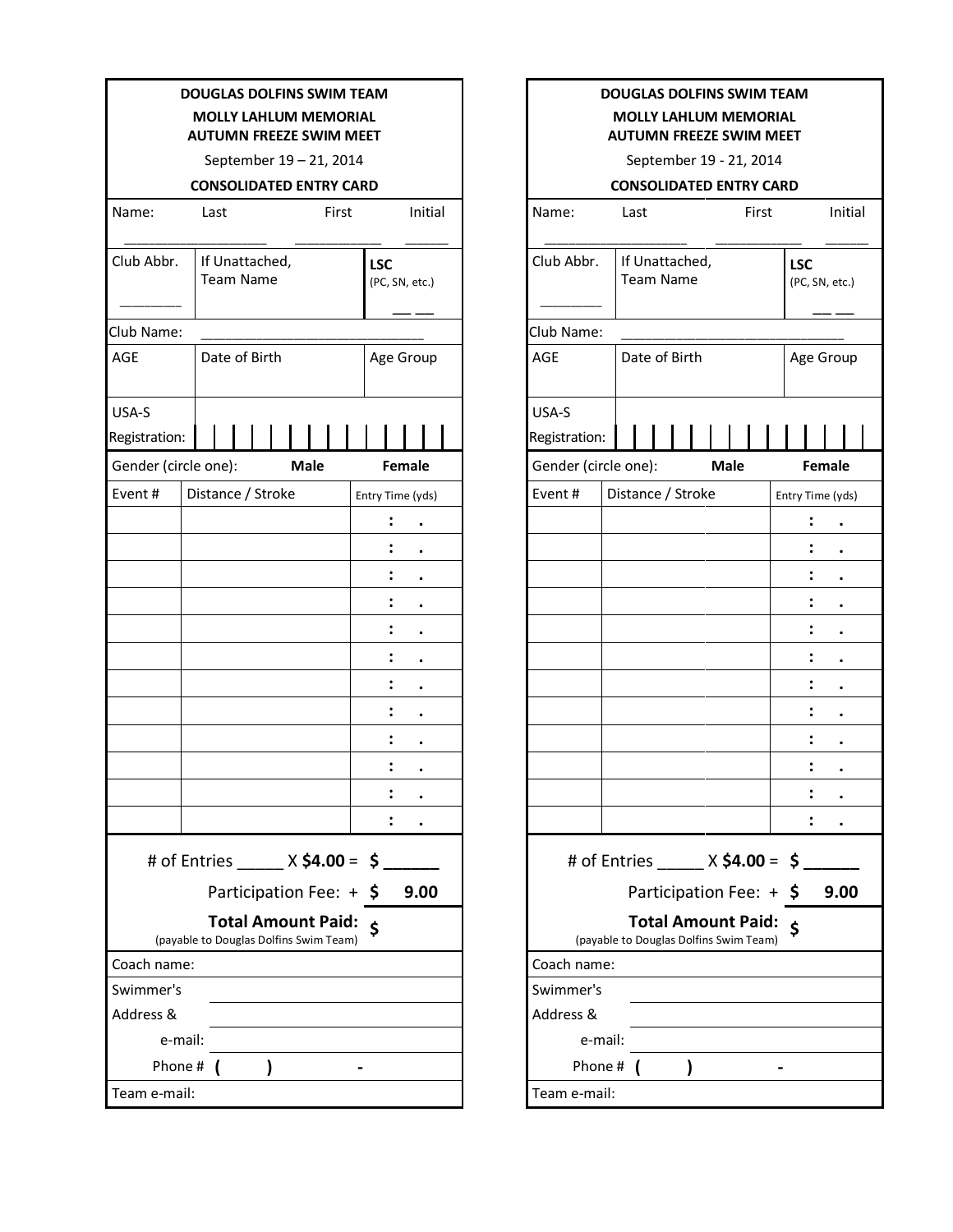**DOUGLAS DOLFINS SWIM TEAM**

**MOLLY LAHLUM MEMORIAL**
**AUTUMN FREEZE SWIM MEET**

September 19 – 21, 2014

**CONSOLIDATED ENTRY CARD**

| | | | |
|---|---|---|---|
| Name: | Last ________________ | First ___________ | Initial ______ |
| Club Abbr. ________ | If Unattached, Team Name | | **LSC** (PC, SN, etc.) __ __ |
| Club Name: ____________________________ | | | |
| AGE | Date of Birth | | Age Group |
| USA-S Registration: | \| \| \| \| \| \| \| \| \| \| \| \| \| \| | | |
| Gender (circle one): | **Male** | | **Female** |

| Event # | Distance / Stroke | Entry Time (yds) |
|---|---|---|
| | | : . |
| | | : . |
| | | : . |
| | | : . |
| | | : . |
| | | : . |
| | | : . |
| | | : . |
| | | : . |
| | | : . |
| | | : . |
| | | : . |

# of Entries _____ X **$4.00** = **$ ______**

Participation Fee: + **$ 9.00**

**Total Amount Paid:** **$**
(payable to Douglas Dolfins Swim Team)

Coach name:

Swimmer's Address & e-mail: ______________________

Phone # ( ) -

Team e-mail:

---

**DOUGLAS DOLFINS SWIM TEAM**

**MOLLY LAHLUM MEMORIAL**
**AUTUMN FREEZE SWIM MEET**

September 19 - 21, 2014

**CONSOLIDATED ENTRY CARD**

| | | | |
|---|---|---|---|
| Name: | Last ________________ | First ___________ | Initial ______ |
| Club Abbr. ________ | If Unattached, Team Name | | **LSC** (PC, SN, etc.) __ __ |
| Club Name: ____________________________ | | | |
| AGE | Date of Birth | | Age Group |
| USA-S Registration: | \| \| \| \| \| \| \| \| \| \| \| \| \| \| | | |
| Gender (circle one): | **Male** | | **Female** |

| Event # | Distance / Stroke | Entry Time (yds) |
|---|---|---|
| | | : . |
| | | : . |
| | | : . |
| | | : . |
| | | : . |
| | | : . |
| | | : . |
| | | : . |
| | | : . |
| | | : . |
| | | : . |
| | | : . |

# of Entries _____ X **$4.00** = **$ ______**

Participation Fee: + **$ 9.00**

**Total Amount Paid:** **$**
(payable to Douglas Dolfins Swim Team)

Coach name:

Swimmer's Address & e-mail: ______________________

Phone # ( ) -

Team e-mail: